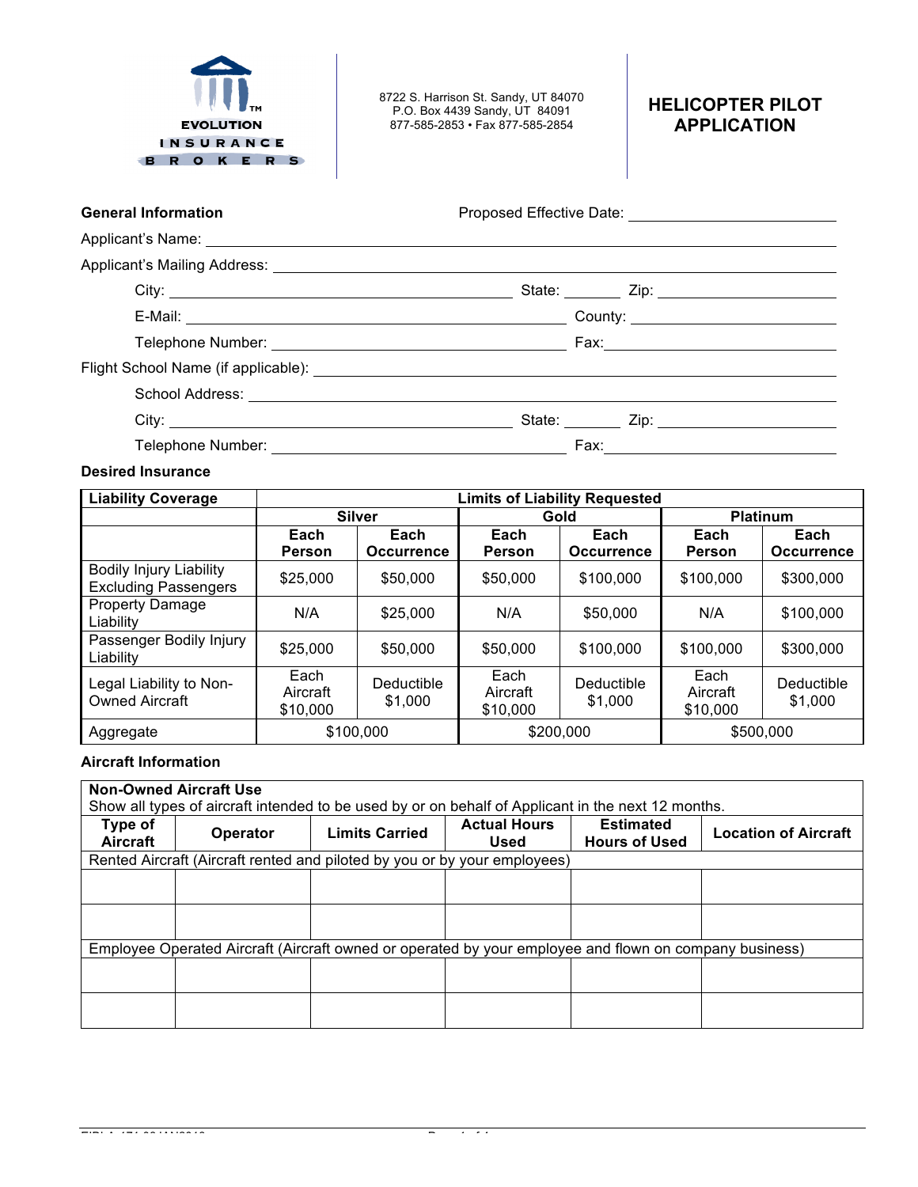EVOLUTION INSURANCE BROKERS

8722 S. Harrison St. Sandy, UT 84070
P.O. Box 4439 Sandy, UT 84091
877-585-2853 • Fax 877-585-2854

# HELICOPTER PILOT APPLICATION

**General Information** Proposed Effective Date: ____________________

Applicant's Name: ____________________

Applicant's Mailing Address: ____________________

City: ____________________ State: ________ Zip: ____________________

E-Mail: ____________________ County: ____________________

Telephone Number: ____________________ Fax: ____________________

Flight School Name (if applicable): ____________________

School Address: ____________________

City: ____________________ State: ________ Zip: ____________________

Telephone Number: ____________________ Fax: ____________________

**Desired Insurance**

| Liability Coverage | Limits of Liability Requested | | | | | |
|---|---|---|---|---|---|---|
| | Silver | | Gold | | Platinum | |
| | Each Person | Each Occurrence | Each Person | Each Occurrence | Each Person | Each Occurrence |
| Bodily Injury Liability Excluding Passengers | $25,000 | $50,000 | $50,000 | $100,000 | $100,000 | $300,000 |
| Property Damage Liability | N/A | $25,000 | N/A | $50,000 | N/A | $100,000 |
| Passenger Bodily Injury Liability | $25,000 | $50,000 | $50,000 | $100,000 | $100,000 | $300,000 |
| Legal Liability to Non-Owned Aircraft | Each Aircraft $10,000 | Deductible $1,000 | Each Aircraft $10,000 | Deductible $1,000 | Each Aircraft $10,000 | Deductible $1,000 |
| Aggregate | $100,000 | | $200,000 | | $500,000 | |

**Aircraft Information**

**Non-Owned Aircraft Use**
Show all types of aircraft intended to be used by or on behalf of Applicant in the next 12 months.

| Type of Aircraft | Operator | Limits Carried | Actual Hours Used | Estimated Hours of Used | Location of Aircraft |
|---|---|---|---|---|---|
| Rented Aircraft (Aircraft rented and piloted by you or by your employees) | | | | | |
| | | | | | |
| | | | | | |
| Employee Operated Aircraft (Aircraft owned or operated by your employee and flown on company business) | | | | | |
| | | | | | |
| | | | | | |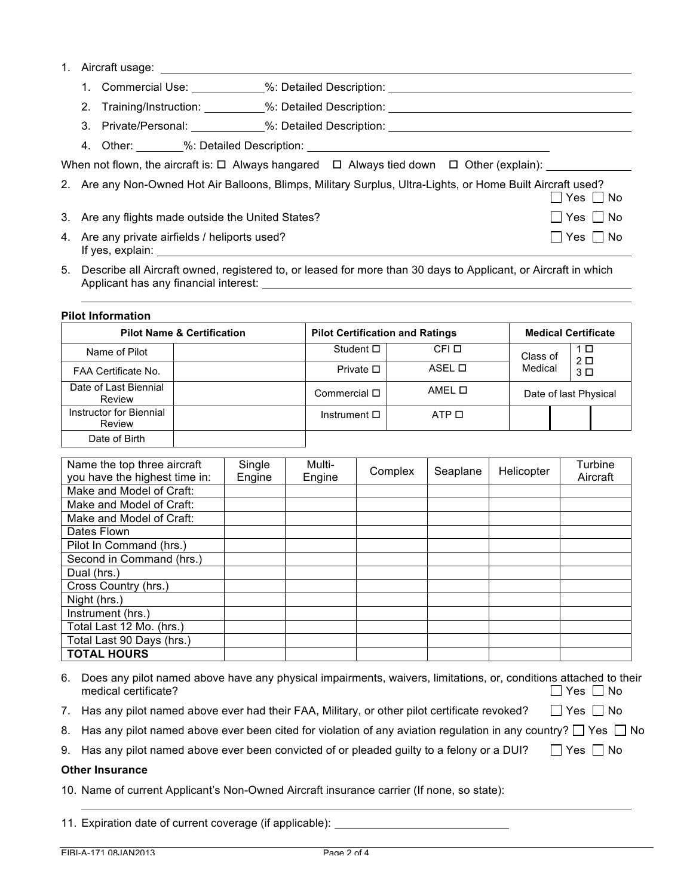1. Aircraft usage: \_\_\_\_\_\_\_\_\_\_\_\_\_\_\_\_\_\_\_\_\_\_\_\_\_\_\_\_\_\_\_\_
   1. Commercial Use: \_\_\_\_\_\_\_\_\_\_%: Detailed Description: \_\_\_\_\_\_\_\_\_\_\_\_\_\_\_\_\_\_\_\_
   2. Training/Instruction: \_\_\_\_\_\_\_\_\_\_%: Detailed Description: \_\_\_\_\_\_\_\_\_\_\_\_\_\_\_\_\_\_\_\_
   3. Private/Personal: \_\_\_\_\_\_\_\_\_\_%: Detailed Description: \_\_\_\_\_\_\_\_\_\_\_\_\_\_\_\_\_\_\_\_
   4. Other: \_\_\_\_\_\_\_\_%: Detailed Description: \_\_\_\_\_\_\_\_\_\_\_\_\_\_\_\_\_\_\_\_

When not flown, the aircraft is: ☐ Always hangared ☐ Always tied down ☐ Other (explain): \_\_\_\_\_\_\_\_\_\_

2. Are any Non-Owned Hot Air Balloons, Blimps, Military Surplus, Ultra-Lights, or Home Built Aircraft used? ☐ Yes ☐ No
3. Are any flights made outside the United States? ☐ Yes ☐ No
4. Are any private airfields / heliports used? ☐ Yes ☐ No
   If yes, explain: \_\_\_\_\_\_\_\_\_\_\_\_\_\_\_\_\_\_\_\_\_\_\_\_\_\_\_\_\_\_\_\_
5. Describe all Aircraft owned, registered to, or leased for more than 30 days to Applicant, or Aircraft in which Applicant has any financial interest: \_\_\_\_\_\_\_\_\_\_\_\_\_\_\_\_\_\_\_\_\_\_\_\_\_\_\_\_\_\_\_\_

**Pilot Information**

| Pilot Name & Certification | | Pilot Certification and Ratings | | Medical Certificate | | |
|---|---|---|---|---|---|---|
| Name of Pilot | | Student ☐ | CFI ☐ | Class of Medical | 1 ☐ 2 ☐ 3 ☐ | |
| FAA Certificate No. | | Private ☐ | ASEL ☐ | | | |
| Date of Last Biennial Review | | Commercial ☐ | AMEL ☐ | Date of last Physical | | |
| Instructor for Biennial Review | | Instrument ☐ | ATP ☐ | | | |
| Date of Birth | | | | | | |

| Name the top three aircraft you have the highest time in: | Single Engine | Multi-Engine | Complex | Seaplane | Helicopter | Turbine Aircraft |
|---|---|---|---|---|---|---|
| Make and Model of Craft: | | | | | | |
| Make and Model of Craft: | | | | | | |
| Make and Model of Craft: | | | | | | |
| Dates Flown | | | | | | |
| Pilot In Command (hrs.) | | | | | | |
| Second in Command (hrs.) | | | | | | |
| Dual (hrs.) | | | | | | |
| Cross Country (hrs.) | | | | | | |
| Night (hrs.) | | | | | | |
| Instrument (hrs.) | | | | | | |
| Total Last 12 Mo. (hrs.) | | | | | | |
| Total Last 90 Days (hrs.) | | | | | | |
| **TOTAL HOURS** | | | | | | |

6. Does any pilot named above have any physical impairments, waivers, limitations, or, conditions attached to their medical certificate? ☐ Yes ☐ No
7. Has any pilot named above ever had their FAA, Military, or other pilot certificate revoked? ☐ Yes ☐ No
8. Has any pilot named above ever been cited for violation of any aviation regulation in any country? ☐ Yes ☐ No
9. Has any pilot named above ever been convicted of or pleaded guilty to a felony or a DUI? ☐ Yes ☐ No

**Other Insurance**

10. Name of current Applicant's Non-Owned Aircraft insurance carrier (If none, so state):
    \_\_\_\_\_\_\_\_\_\_\_\_\_\_\_\_\_\_\_\_\_\_\_\_\_\_\_\_\_\_\_\_
11. Expiration date of current coverage (if applicable): \_\_\_\_\_\_\_\_\_\_\_\_\_\_\_\_\_\_\_\_

EIBI-A-171 08JAN2013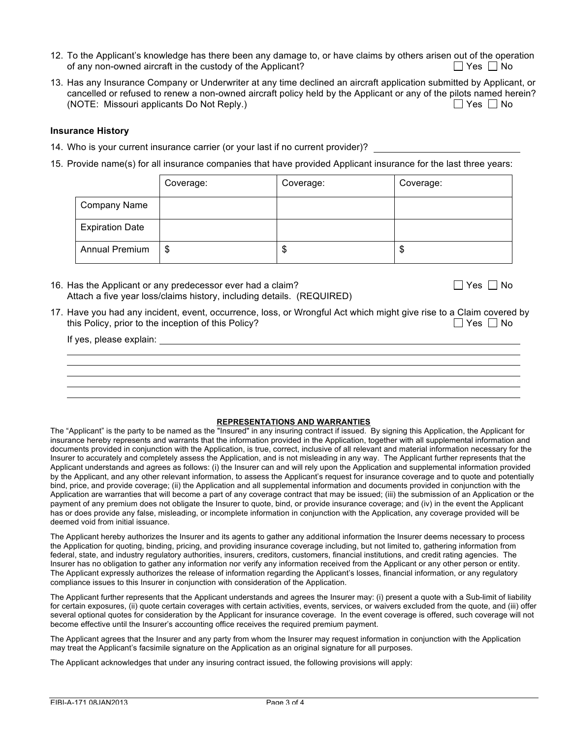12. To the Applicant's knowledge has there been any damage to, or have claims by others arisen out of the operation of any non-owned aircraft in the custody of the Applicant? ☐ Yes ☐ No

13. Has any Insurance Company or Underwriter at any time declined an aircraft application submitted by Applicant, or cancelled or refused to renew a non-owned aircraft policy held by the Applicant or any of the pilots named herein? (NOTE: Missouri applicants Do Not Reply.) ☐ Yes ☐ No

**Insurance History**

14. Who is your current insurance carrier (or your last if no current provider)? ____________________________

15. Provide name(s) for all insurance companies that have provided Applicant insurance for the last three years:

| | Coverage: | Coverage: | Coverage: |
|---|---|---|---|
| Company Name | | | |
| Expiration Date | | | |
| Annual Premium | $ | $ | $ |

16. Has the Applicant or any predecessor ever had a claim? ☐ Yes ☐ No
Attach a five year loss/claims history, including details. (REQUIRED)

17. Have you had any incident, event, occurrence, loss, or Wrongful Act which might give rise to a Claim covered by this Policy, prior to the inception of this Policy? ☐ Yes ☐ No

If yes, please explain: ____________________________________________________________

______________________________________________________________________________

______________________________________________________________________________

______________________________________________________________________________

______________________________________________________________________________

______________________________________________________________________________

**REPRESENTATIONS AND WARRANTIES**

The "Applicant" is the party to be named as the "Insured" in any insuring contract if issued. By signing this Application, the Applicant for insurance hereby represents and warrants that the information provided in the Application, together with all supplemental information and documents provided in conjunction with the Application, is true, correct, inclusive of all relevant and material information necessary for the Insurer to accurately and completely assess the Application, and is not misleading in any way. The Applicant further represents that the Applicant understands and agrees as follows: (i) the Insurer can and will rely upon the Application and supplemental information provided by the Applicant, and any other relevant information, to assess the Applicant's request for insurance coverage and to quote and potentially bind, price, and provide coverage; (ii) the Application and all supplemental information and documents provided in conjunction with the Application are warranties that will become a part of any coverage contract that may be issued; (iii) the submission of an Application or the payment of any premium does not obligate the Insurer to quote, bind, or provide insurance coverage; and (iv) in the event the Applicant has or does provide any false, misleading, or incomplete information in conjunction with the Application, any coverage provided will be deemed void from initial issuance.

The Applicant hereby authorizes the Insurer and its agents to gather any additional information the Insurer deems necessary to process the Application for quoting, binding, pricing, and providing insurance coverage including, but not limited to, gathering information from federal, state, and industry regulatory authorities, insurers, creditors, customers, financial institutions, and credit rating agencies. The Insurer has no obligation to gather any information nor verify any information received from the Applicant or any other person or entity. The Applicant expressly authorizes the release of information regarding the Applicant's losses, financial information, or any regulatory compliance issues to this Insurer in conjunction with consideration of the Application.

The Applicant further represents that the Applicant understands and agrees the Insurer may: (i) present a quote with a Sub-limit of liability for certain exposures, (ii) quote certain coverages with certain activities, events, services, or waivers excluded from the quote, and (iii) offer several optional quotes for consideration by the Applicant for insurance coverage. In the event coverage is offered, such coverage will not become effective until the Insurer's accounting office receives the required premium payment.

The Applicant agrees that the Insurer and any party from whom the Insurer may request information in conjunction with the Application may treat the Applicant's facsimile signature on the Application as an original signature for all purposes.

The Applicant acknowledges that under any insuring contract issued, the following provisions will apply:

EIBI-A-171 08JAN2013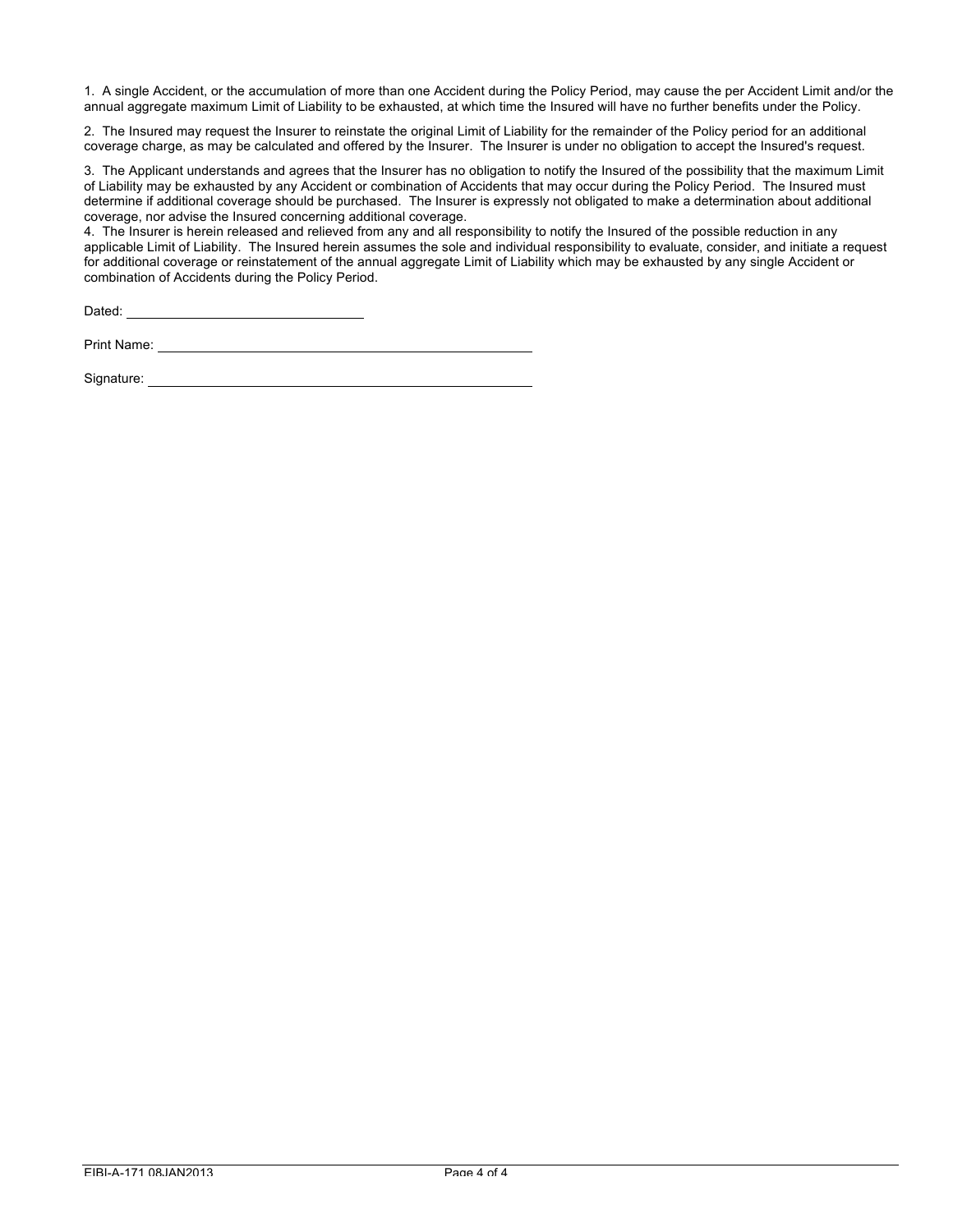1. A single Accident, or the accumulation of more than one Accident during the Policy Period, may cause the per Accident Limit and/or the annual aggregate maximum Limit of Liability to be exhausted, at which time the Insured will have no further benefits under the Policy.

2. The Insured may request the Insurer to reinstate the original Limit of Liability for the remainder of the Policy period for an additional coverage charge, as may be calculated and offered by the Insurer. The Insurer is under no obligation to accept the Insured's request.

3. The Applicant understands and agrees that the Insurer has no obligation to notify the Insured of the possibility that the maximum Limit of Liability may be exhausted by any Accident or combination of Accidents that may occur during the Policy Period. The Insured must determine if additional coverage should be purchased. The Insurer is expressly not obligated to make a determination about additional coverage, nor advise the Insured concerning additional coverage.

4. The Insurer is herein released and relieved from any and all responsibility to notify the Insured of the possible reduction in any applicable Limit of Liability. The Insured herein assumes the sole and individual responsibility to evaluate, consider, and initiate a request for additional coverage or reinstatement of the annual aggregate Limit of Liability which may be exhausted by any single Accident or combination of Accidents during the Policy Period.

Dated: ______________________________

Print Name: ____________________________________________

Signature: ____________________________________________

EIBI-A-171 08JAN2013